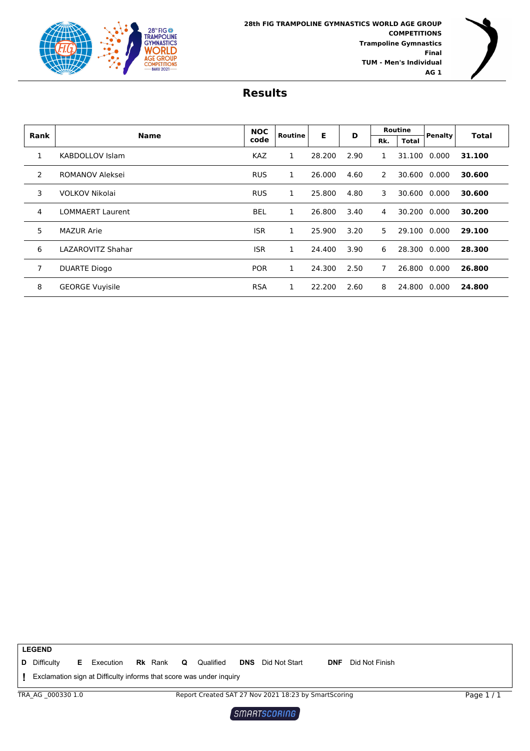**28th FIG TRAMPOLINE GYMNASTICS WORLD AGE GROUP COMPETITIONS**
**Trampoline Gymnastics**
**Final**
**TUM - Men's Individual**
**AG 1**

# Results

| Rank | Name | NOC code | Routine | E | D | Routine | | Penalty | Total |
|---|---|---|---|---|---|---|---|---|---|
| | | | | | | Rk. | Total | | |
| 1 | KABDOLLOV Islam | KAZ | 1 | 28.200 | 2.90 | 1 | 31.100 | 0.000 | **31.100** |
| 2 | ROMANOV Aleksei | RUS | 1 | 26.000 | 4.60 | 2 | 30.600 | 0.000 | **30.600** |
| 3 | VOLKOV Nikolai | RUS | 1 | 25.800 | 4.80 | 3 | 30.600 | 0.000 | **30.600** |
| 4 | LOMMAERT Laurent | BEL | 1 | 26.800 | 3.40 | 4 | 30.200 | 0.000 | **30.200** |
| 5 | MAZUR Arie | ISR | 1 | 25.900 | 3.20 | 5 | 29.100 | 0.000 | **29.100** |
| 6 | LAZAROVITZ Shahar | ISR | 1 | 24.400 | 3.90 | 6 | 28.300 | 0.000 | **28.300** |
| 7 | DUARTE Diogo | POR | 1 | 24.300 | 2.50 | 7 | 26.800 | 0.000 | **26.800** |
| 8 | GEORGE Vuyisile | RSA | 1 | 22.200 | 2.60 | 8 | 24.800 | 0.000 | **24.800** |

**LEGEND**

**D** Difficulty **E** Execution **Rk** Rank **Q** Qualified **DNS** Did Not Start **DNF** Did Not Finish

**!** Exclamation sign at Difficulty informs that score was under inquiry

TRA_AG _000330 1.0 Report Created SAT 27 Nov 2021 18:23 by SmartScoring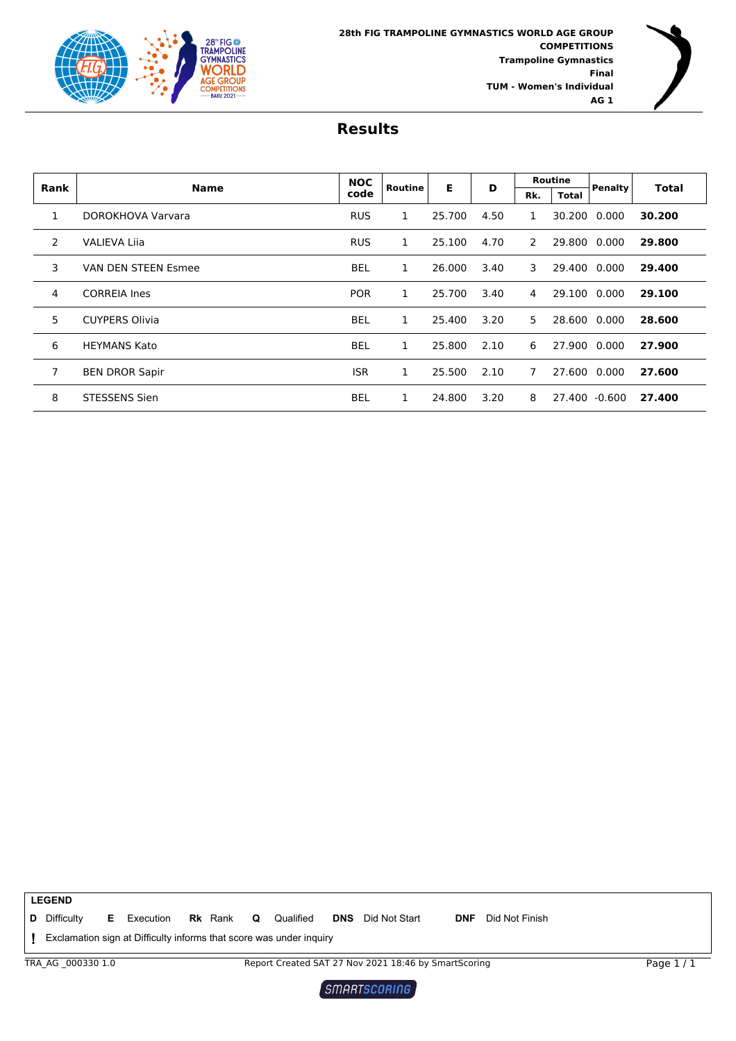**28th FIG TRAMPOLINE GYMNASTICS WORLD AGE GROUP COMPETITIONS**
**Trampoline Gymnastics**
**Final**
**TUM - Women's Individual**
**AG 1**

# Results

| Rank | Name | NOC code | Routine | E | D | Routine | | Penalty | Total |
|---|---|---|---|---|---|---|---|---|---|
| | | | | | | Rk. | Total | | |
| 1 | DOROKHOVA Varvara | RUS | 1 | 25.700 | 4.50 | 1 | 30.200 | 0.000 | **30.200** |
| 2 | VALIEVA Liia | RUS | 1 | 25.100 | 4.70 | 2 | 29.800 | 0.000 | **29.800** |
| 3 | VAN DEN STEEN Esmee | BEL | 1 | 26.000 | 3.40 | 3 | 29.400 | 0.000 | **29.400** |
| 4 | CORREIA Ines | POR | 1 | 25.700 | 3.40 | 4 | 29.100 | 0.000 | **29.100** |
| 5 | CUYPERS Olivia | BEL | 1 | 25.400 | 3.20 | 5 | 28.600 | 0.000 | **28.600** |
| 6 | HEYMANS Kato | BEL | 1 | 25.800 | 2.10 | 6 | 27.900 | 0.000 | **27.900** |
| 7 | BEN DROR Sapir | ISR | 1 | 25.500 | 2.10 | 7 | 27.600 | 0.000 | **27.600** |
| 8 | STESSENS Sien | BEL | 1 | 24.800 | 3.20 | 8 | 27.400 | -0.600 | **27.400** |

**LEGEND**

**D** Difficulty **E** Execution **Rk** Rank **Q** Qualified **DNS** Did Not Start **DNF** Did Not Finish

**!** Exclamation sign at Difficulty informs that score was under inquiry

TRA_AG _000330 1.0 Report Created SAT 27 Nov 2021 18:46 by SmartScoring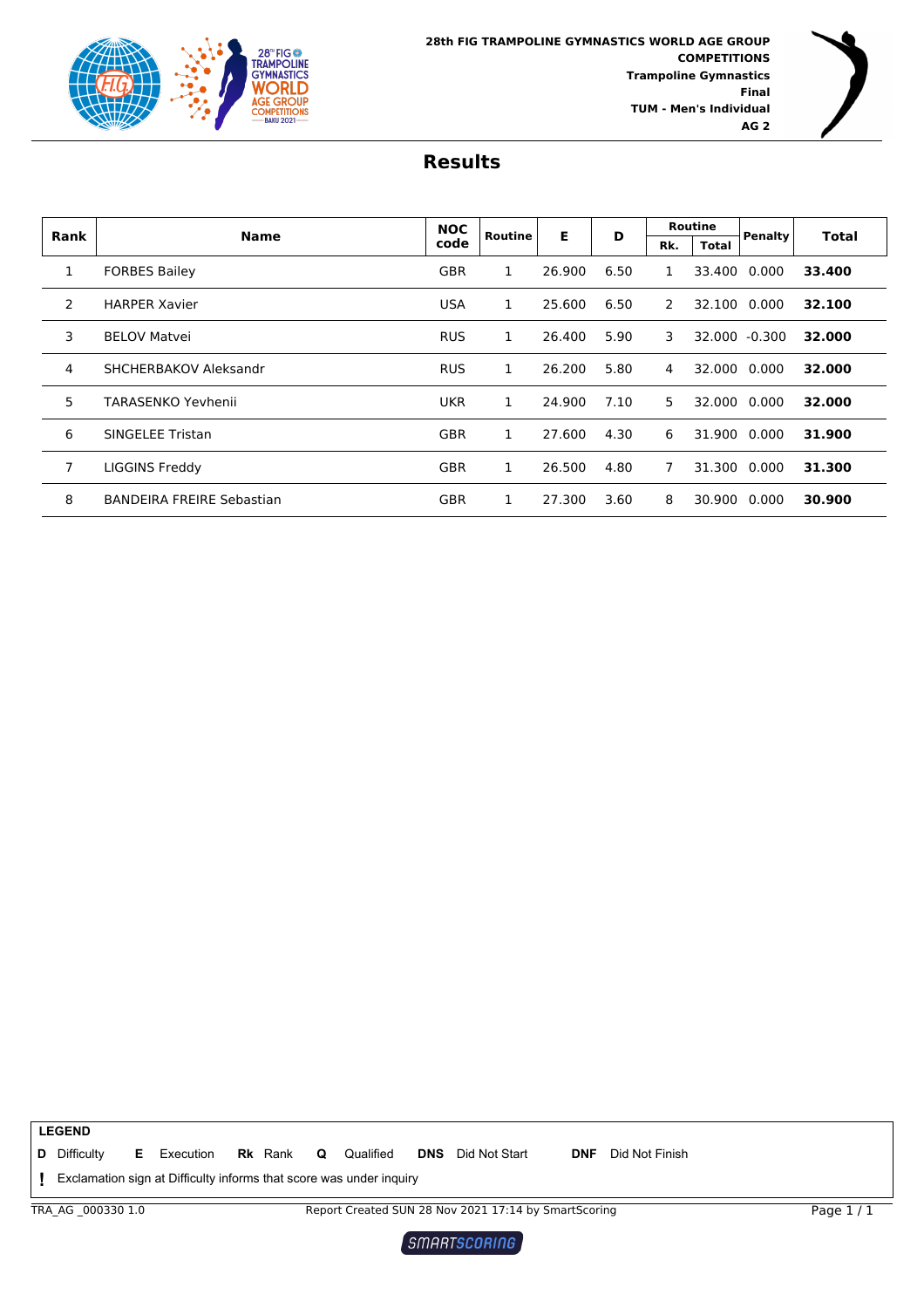**28th FIG TRAMPOLINE GYMNASTICS WORLD AGE GROUP COMPETITIONS**
**Trampoline Gymnastics**
**Final**
**TUM - Men's Individual**
**AG 2**

# Results

| Rank | Name | NOC code | Routine | E | D | Routine Rk. | Routine Total | Penalty | Total |
|---|---|---|---|---|---|---|---|---|---|
| 1 | FORBES Bailey | GBR | 1 | 26.900 | 6.50 | 1 | 33.400 | 0.000 | **33.400** |
| 2 | HARPER Xavier | USA | 1 | 25.600 | 6.50 | 2 | 32.100 | 0.000 | **32.100** |
| 3 | BELOV Matvei | RUS | 1 | 26.400 | 5.90 | 3 | 32.000 | -0.300 | **32.000** |
| 4 | SHCHERBAKOV Aleksandr | RUS | 1 | 26.200 | 5.80 | 4 | 32.000 | 0.000 | **32.000** |
| 5 | TARASENKO Yevhenii | UKR | 1 | 24.900 | 7.10 | 5 | 32.000 | 0.000 | **32.000** |
| 6 | SINGELEE Tristan | GBR | 1 | 27.600 | 4.30 | 6 | 31.900 | 0.000 | **31.900** |
| 7 | LIGGINS Freddy | GBR | 1 | 26.500 | 4.80 | 7 | 31.300 | 0.000 | **31.300** |
| 8 | BANDEIRA FREIRE Sebastian | GBR | 1 | 27.300 | 3.60 | 8 | 30.900 | 0.000 | **30.900** |

**LEGEND**

**D** Difficulty **E** Execution **Rk** Rank **Q** Qualified **DNS** Did Not Start **DNF** Did Not Finish

**!** Exclamation sign at Difficulty informs that score was under inquiry

TRA_AG _000330 1.0 Report Created SUN 28 Nov 2021 17:14 by SmartScoring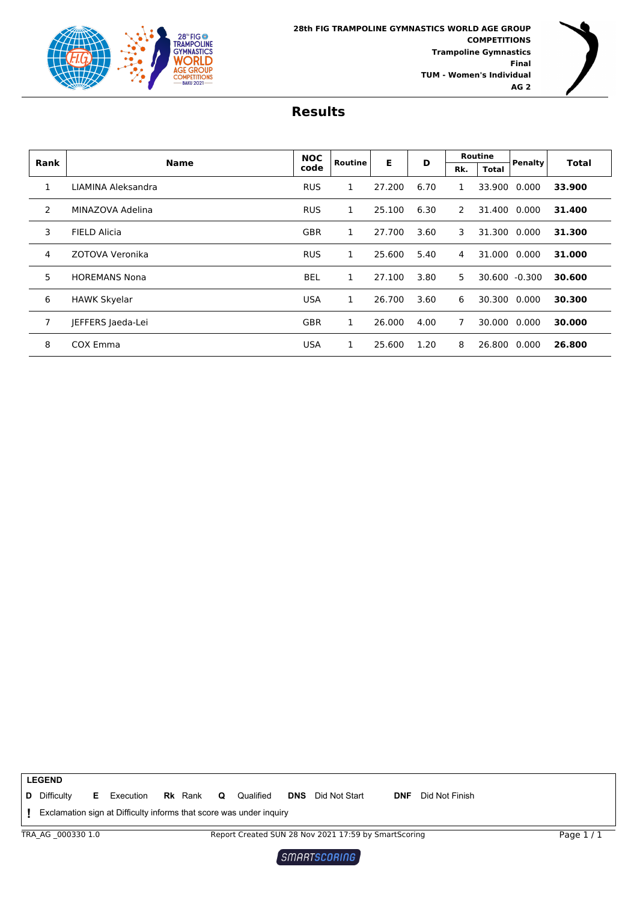**28th FIG TRAMPOLINE GYMNASTICS WORLD AGE GROUP COMPETITIONS**
**Trampoline Gymnastics**
**Final**
**TUM - Women's Individual**
**AG 2**

# Results

| Rank | Name | NOC code | Routine | E | D | Routine Rk. | Routine Total | Penalty | Total |
|---|---|---|---|---|---|---|---|---|---|
| 1 | LIAMINA Aleksandra | RUS | 1 | 27.200 | 6.70 | 1 | 33.900 | 0.000 | **33.900** |
| 2 | MINAZOVA Adelina | RUS | 1 | 25.100 | 6.30 | 2 | 31.400 | 0.000 | **31.400** |
| 3 | FIELD Alicia | GBR | 1 | 27.700 | 3.60 | 3 | 31.300 | 0.000 | **31.300** |
| 4 | ZOTOVA Veronika | RUS | 1 | 25.600 | 5.40 | 4 | 31.000 | 0.000 | **31.000** |
| 5 | HOREMANS Nona | BEL | 1 | 27.100 | 3.80 | 5 | 30.600 | -0.300 | **30.600** |
| 6 | HAWK Skyelar | USA | 1 | 26.700 | 3.60 | 6 | 30.300 | 0.000 | **30.300** |
| 7 | JEFFERS Jaeda-Lei | GBR | 1 | 26.000 | 4.00 | 7 | 30.000 | 0.000 | **30.000** |
| 8 | COX Emma | USA | 1 | 25.600 | 1.20 | 8 | 26.800 | 0.000 | **26.800** |

**LEGEND**

**D** Difficulty **E** Execution **Rk** Rank **Q** Qualified **DNS** Did Not Start **DNF** Did Not Finish

**!** Exclamation sign at Difficulty informs that score was under inquiry

TRA_AG _000330 1.0 Report Created SUN 28 Nov 2021 17:59 by SmartScoring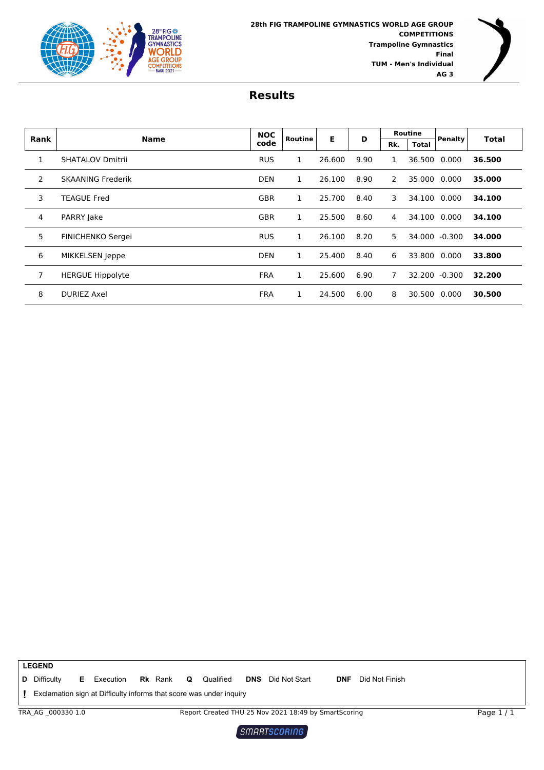**28th FIG TRAMPOLINE GYMNASTICS WORLD AGE GROUP COMPETITIONS**
**Trampoline Gymnastics**
**Final**
**TUM - Men's Individual**
**AG 3**

# Results

| Rank | Name | NOC code | Routine | E | D | Routine Rk. | Routine Total | Penalty | Total |
|---|---|---|---|---|---|---|---|---|---|
| 1 | SHATALOV Dmitrii | RUS | 1 | 26.600 | 9.90 | 1 | 36.500 | 0.000 | **36.500** |
| 2 | SKAANING Frederik | DEN | 1 | 26.100 | 8.90 | 2 | 35.000 | 0.000 | **35.000** |
| 3 | TEAGUE Fred | GBR | 1 | 25.700 | 8.40 | 3 | 34.100 | 0.000 | **34.100** |
| 4 | PARRY Jake | GBR | 1 | 25.500 | 8.60 | 4 | 34.100 | 0.000 | **34.100** |
| 5 | FINICHENKO Sergei | RUS | 1 | 26.100 | 8.20 | 5 | 34.000 | -0.300 | **34.000** |
| 6 | MIKKELSEN Jeppe | DEN | 1 | 25.400 | 8.40 | 6 | 33.800 | 0.000 | **33.800** |
| 7 | HERGUE Hippolyte | FRA | 1 | 25.600 | 6.90 | 7 | 32.200 | -0.300 | **32.200** |
| 8 | DURIEZ Axel | FRA | 1 | 24.500 | 6.00 | 8 | 30.500 | 0.000 | **30.500** |

**LEGEND**

**D** Difficulty **E** Execution **Rk** Rank **Q** Qualified **DNS** Did Not Start **DNF** Did Not Finish

**!** Exclamation sign at Difficulty informs that score was under inquiry

TRA_AG _000330 1.0 Report Created THU 25 Nov 2021 18:49 by SmartScoring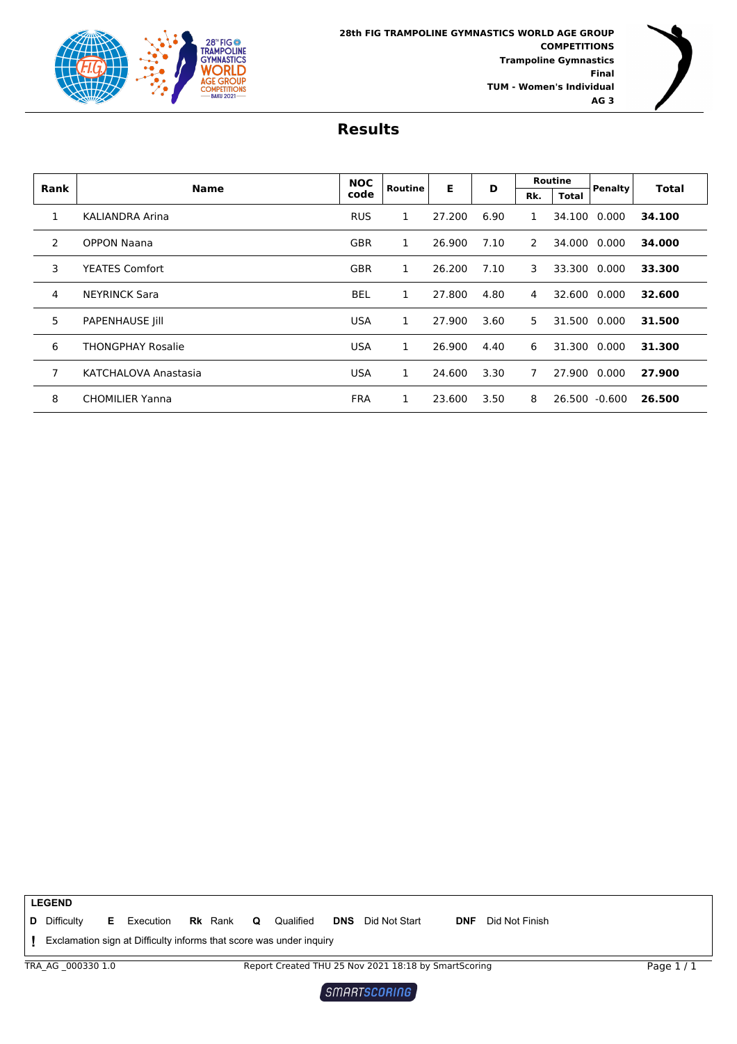28th FIG TRAMPOLINE GYMNASTICS WORLD AGE GROUP COMPETITIONS
Trampoline Gymnastics
Final
TUM - Women's Individual
AG 3

# Results

| Rank | Name | NOC code | Routine | E | D | Routine | | Penalty | Total |
|---|---|---|---|---|---|---|---|---|---|
| | | | | | | Rk. | Total | | |
| 1 | KALIANDRA Arina | RUS | 1 | 27.200 | 6.90 | 1 | 34.100 | 0.000 | **34.100** |
| 2 | OPPON Naana | GBR | 1 | 26.900 | 7.10 | 2 | 34.000 | 0.000 | **34.000** |
| 3 | YEATES Comfort | GBR | 1 | 26.200 | 7.10 | 3 | 33.300 | 0.000 | **33.300** |
| 4 | NEYRINCK Sara | BEL | 1 | 27.800 | 4.80 | 4 | 32.600 | 0.000 | **32.600** |
| 5 | PAPENHAUSE Jill | USA | 1 | 27.900 | 3.60 | 5 | 31.500 | 0.000 | **31.500** |
| 6 | THONGPHAY Rosalie | USA | 1 | 26.900 | 4.40 | 6 | 31.300 | 0.000 | **31.300** |
| 7 | KATCHALOVA Anastasia | USA | 1 | 24.600 | 3.30 | 7 | 27.900 | 0.000 | **27.900** |
| 8 | CHOMILIER Yanna | FRA | 1 | 23.600 | 3.50 | 8 | 26.500 | -0.600 | **26.500** |

**LEGEND**

**D** Difficulty **E** Execution **Rk** Rank **Q** Qualified **DNS** Did Not Start **DNF** Did Not Finish

**!** Exclamation sign at Difficulty informs that score was under inquiry

TRA_AG _000330 1.0 Report Created THU 25 Nov 2021 18:18 by SmartScoring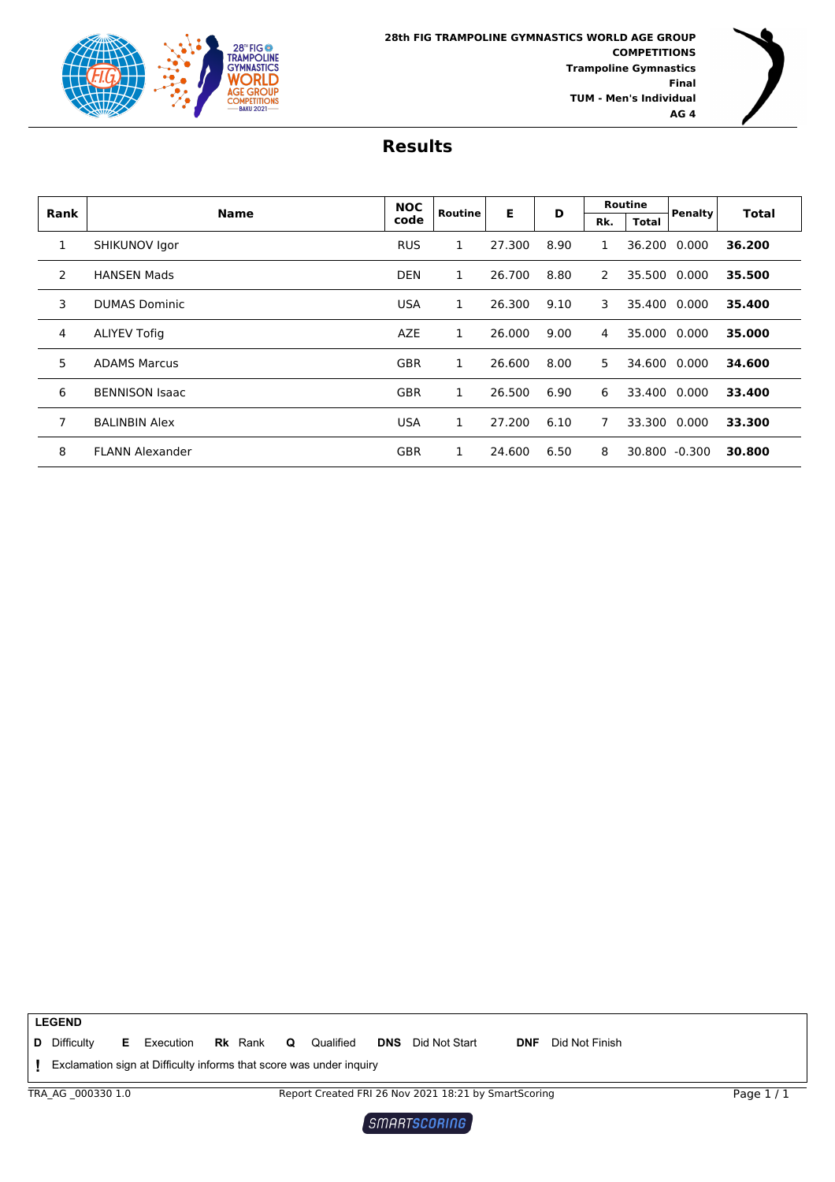**28th FIG TRAMPOLINE GYMNASTICS WORLD AGE GROUP COMPETITIONS**
**Trampoline Gymnastics**
**Final**
**TUM - Men's Individual**
**AG 4**

# Results

| Rank | Name | NOC code | Routine | E | D | Routine Rk. | Routine Total | Penalty | Total |
|---|---|---|---|---|---|---|---|---|---|
| 1 | SHIKUNOV Igor | RUS | 1 | 27.300 | 8.90 | 1 | 36.200 | 0.000 | **36.200** |
| 2 | HANSEN Mads | DEN | 1 | 26.700 | 8.80 | 2 | 35.500 | 0.000 | **35.500** |
| 3 | DUMAS Dominic | USA | 1 | 26.300 | 9.10 | 3 | 35.400 | 0.000 | **35.400** |
| 4 | ALIYEV Tofig | AZE | 1 | 26.000 | 9.00 | 4 | 35.000 | 0.000 | **35.000** |
| 5 | ADAMS Marcus | GBR | 1 | 26.600 | 8.00 | 5 | 34.600 | 0.000 | **34.600** |
| 6 | BENNISON Isaac | GBR | 1 | 26.500 | 6.90 | 6 | 33.400 | 0.000 | **33.400** |
| 7 | BALINBIN Alex | USA | 1 | 27.200 | 6.10 | 7 | 33.300 | 0.000 | **33.300** |
| 8 | FLANN Alexander | GBR | 1 | 24.600 | 6.50 | 8 | 30.800 | -0.300 | **30.800** |

**LEGEND**

**D** Difficulty **E** Execution **Rk** Rank **Q** Qualified **DNS** Did Not Start **DNF** Did Not Finish

**!** Exclamation sign at Difficulty informs that score was under inquiry

TRA_AG _000330 1.0 Report Created FRI 26 Nov 2021 18:21 by SmartScoring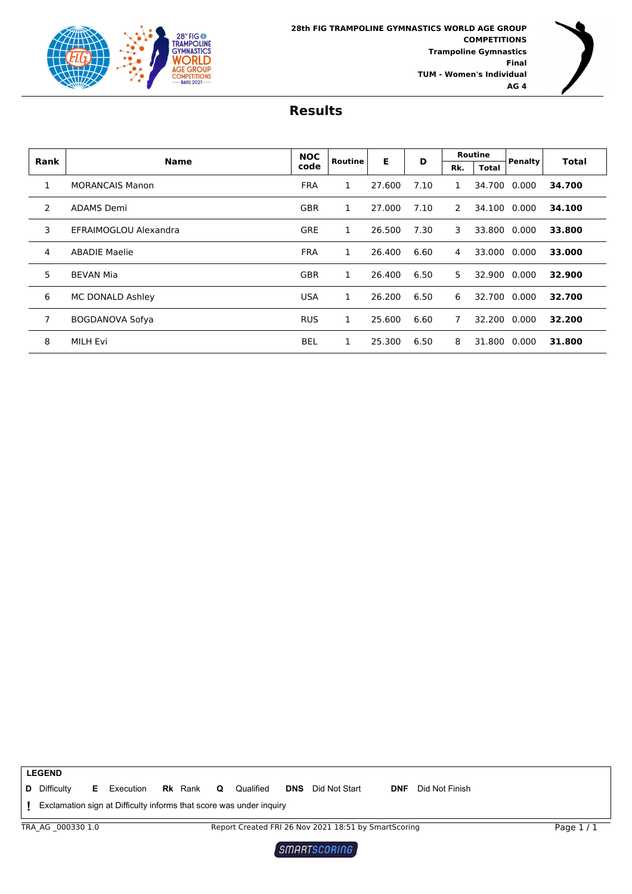**28th FIG TRAMPOLINE GYMNASTICS WORLD AGE GROUP COMPETITIONS**
**Trampoline Gymnastics**
**Final**
**TUM - Women's Individual**
**AG 4**

# Results

| Rank | Name | NOC code | Routine | E | D | Routine Rk. | Routine Total | Penalty | Total |
|---|---|---|---|---|---|---|---|---|---|
| 1 | MORANCAIS Manon | FRA | 1 | 27.600 | 7.10 | 1 | 34.700 | 0.000 | **34.700** |
| 2 | ADAMS Demi | GBR | 1 | 27.000 | 7.10 | 2 | 34.100 | 0.000 | **34.100** |
| 3 | EFRAIMOGLOU Alexandra | GRE | 1 | 26.500 | 7.30 | 3 | 33.800 | 0.000 | **33.800** |
| 4 | ABADIE Maelie | FRA | 1 | 26.400 | 6.60 | 4 | 33.000 | 0.000 | **33.000** |
| 5 | BEVAN Mia | GBR | 1 | 26.400 | 6.50 | 5 | 32.900 | 0.000 | **32.900** |
| 6 | MC DONALD Ashley | USA | 1 | 26.200 | 6.50 | 6 | 32.700 | 0.000 | **32.700** |
| 7 | BOGDANOVA Sofya | RUS | 1 | 25.600 | 6.60 | 7 | 32.200 | 0.000 | **32.200** |
| 8 | MILH Evi | BEL | 1 | 25.300 | 6.50 | 8 | 31.800 | 0.000 | **31.800** |

**LEGEND**

**D** Difficulty **E** Execution **Rk** Rank **Q** Qualified **DNS** Did Not Start **DNF** Did Not Finish

**!** Exclamation sign at Difficulty informs that score was under inquiry

TRA_AG _000330 1.0 Report Created FRI 26 Nov 2021 18:51 by SmartScoring